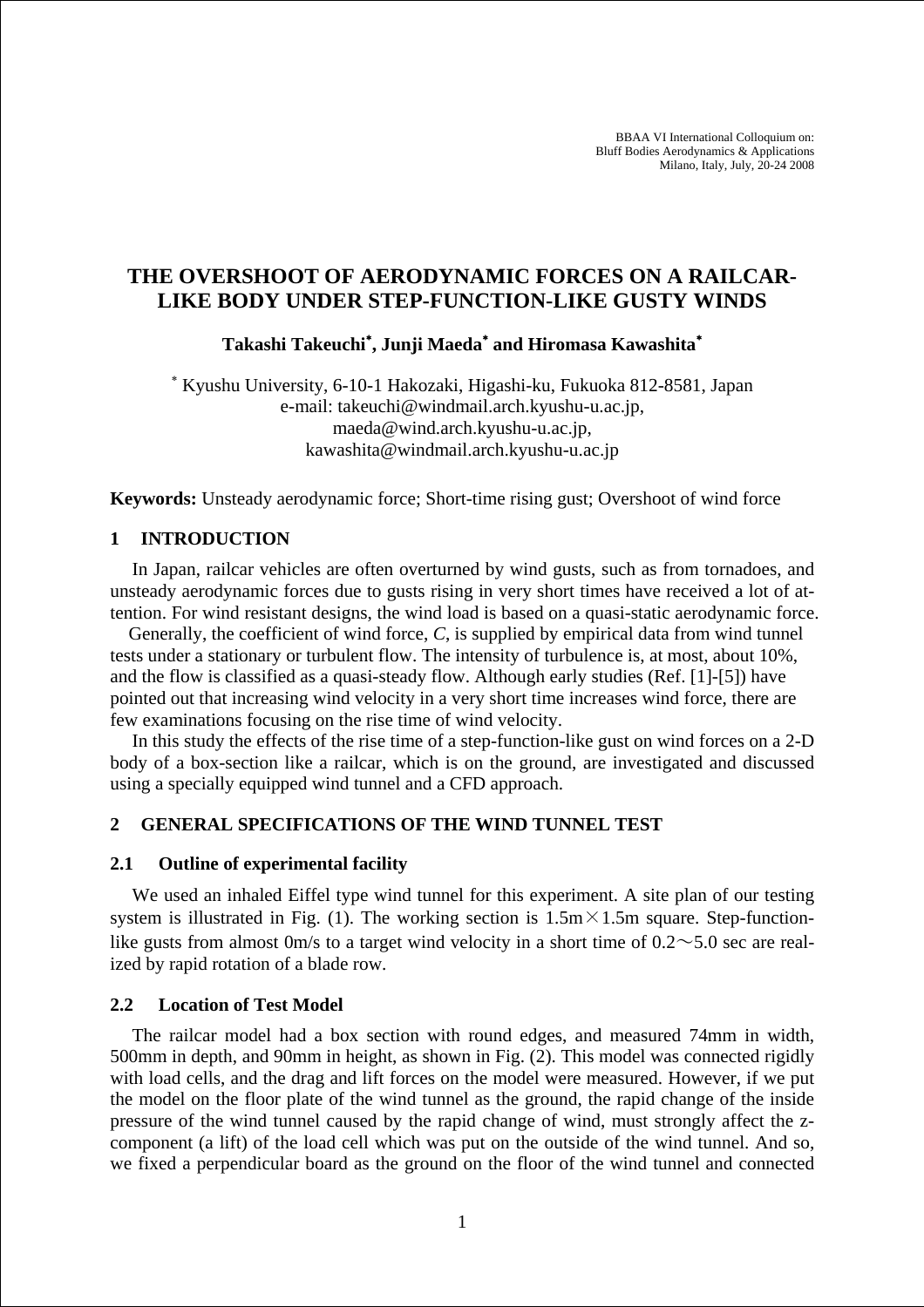BBAA VI International Colloquium on:
Bluff Bodies Aerodynamics & Applications
Milano, Italy, July, 20-24 2008

# THE OVERSHOOT OF AERODYNAMIC FORCES ON A RAILCAR-LIKE BODY UNDER STEP-FUNCTION-LIKE GUSTY WINDS

**Takashi Takeuchi*, Junji Maeda* and Hiromasa Kawashita***

* Kyushu University, 6-10-1 Hakozaki, Higashi-ku, Fukuoka 812-8581, Japan
e-mail: takeuchi@windmail.arch.kyushu-u.ac.jp,
maeda@wind.arch.kyushu-u.ac.jp,
kawashita@windmail.arch.kyushu-u.ac.jp

**Keywords:** Unsteady aerodynamic force; Short-time rising gust; Overshoot of wind force

## 1 INTRODUCTION

In Japan, railcar vehicles are often overturned by wind gusts, such as from tornadoes, and unsteady aerodynamic forces due to gusts rising in very short times have received a lot of attention. For wind resistant designs, the wind load is based on a quasi-static aerodynamic force.

Generally, the coefficient of wind force, *C*, is supplied by empirical data from wind tunnel tests under a stationary or turbulent flow. The intensity of turbulence is, at most, about 10%, and the flow is classified as a quasi-steady flow. Although early studies (Ref. [1]-[5]) have pointed out that increasing wind velocity in a very short time increases wind force, there are few examinations focusing on the rise time of wind velocity.

In this study the effects of the rise time of a step-function-like gust on wind forces on a 2-D body of a box-section like a railcar, which is on the ground, are investigated and discussed using a specially equipped wind tunnel and a CFD approach.

## 2 GENERAL SPECIFICATIONS OF THE WIND TUNNEL TEST

### 2.1 Outline of experimental facility

We used an inhaled Eiffel type wind tunnel for this experiment. A site plan of our testing system is illustrated in Fig. (1). The working section is 1.5m×1.5m square. Step-function-like gusts from almost 0m/s to a target wind velocity in a short time of 0.2～5.0 sec are realized by rapid rotation of a blade row.

### 2.2 Location of Test Model

The railcar model had a box section with round edges, and measured 74mm in width, 500mm in depth, and 90mm in height, as shown in Fig. (2). This model was connected rigidly with load cells, and the drag and lift forces on the model were measured. However, if we put the model on the floor plate of the wind tunnel as the ground, the rapid change of the inside pressure of the wind tunnel caused by the rapid change of wind, must strongly affect the z-component (a lift) of the load cell which was put on the outside of the wind tunnel. And so, we fixed a perpendicular board as the ground on the floor of the wind tunnel and connected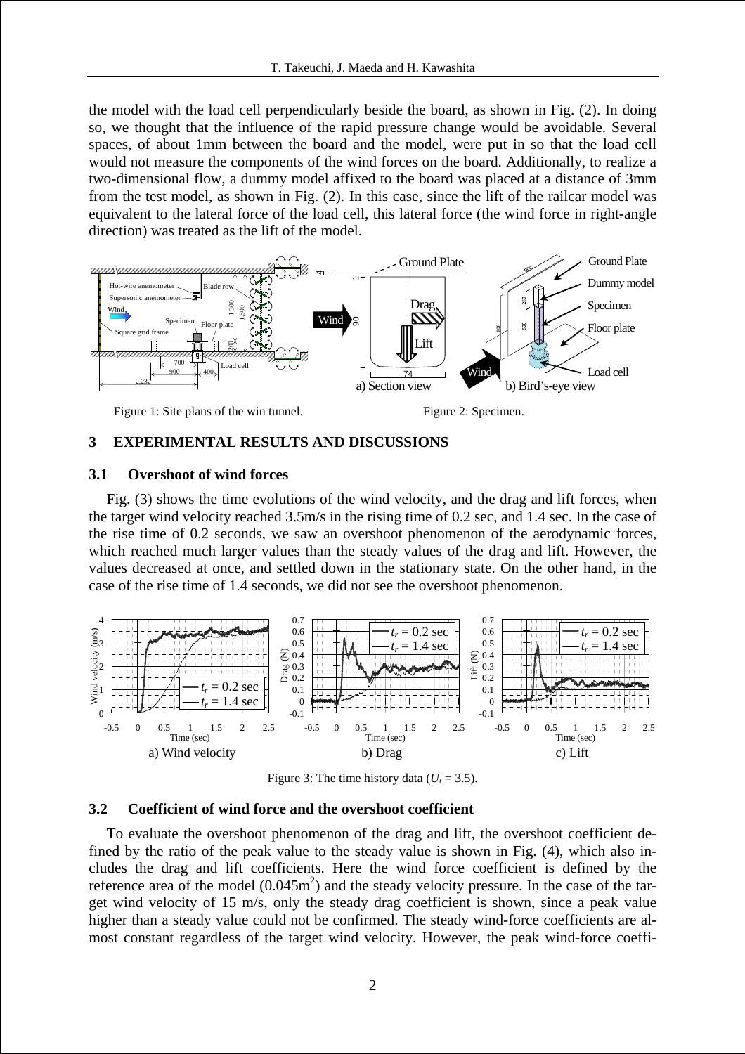the model with the load cell perpendicularly beside the board, as shown in Fig. (2). In doing so, we thought that the influence of the rapid pressure change would be avoidable. Several spaces, of about 1mm between the board and the model, were put in so that the load cell would not measure the components of the wind forces on the board. Additionally, to realize a two-dimensional flow, a dummy model affixed to the board was placed at a distance of 3mm from the test model, as shown in Fig. (2). In this case, since the lift of the railcar model was equivalent to the lateral force of the load cell, this lateral force (the wind force in right-angle direction) was treated as the lift of the model.

Figure 1: Site plans of the win tunnel.

Figure 2: Specimen.

## 3 EXPERIMENTAL RESULTS AND DISCUSSIONS

### 3.1 Overshoot of wind forces

Fig. (3) shows the time evolutions of the wind velocity, and the drag and lift forces, when the target wind velocity reached 3.5m/s in the rising time of 0.2 sec, and 1.4 sec. In the case of the rise time of 0.2 seconds, we saw an overshoot phenomenon of the aerodynamic forces, which reached much larger values than the steady values of the drag and lift. However, the values decreased at once, and settled down in the stationary state. On the other hand, in the case of the rise time of 1.4 seconds, we did not see the overshoot phenomenon.

a) Wind velocity  b) Drag  c) Lift

Figure 3: The time history data ($U_t$ = 3.5).

### 3.2 Coefficient of wind force and the overshoot coefficient

To evaluate the overshoot phenomenon of the drag and lift, the overshoot coefficient defined by the ratio of the peak value to the steady value is shown in Fig. (4), which also includes the drag and lift coefficients. Here the wind force coefficient is defined by the reference area of the model ($0.045\text{m}^2$) and the steady velocity pressure. In the case of the target wind velocity of 15 m/s, only the steady drag coefficient is shown, since a peak value higher than a steady value could not be confirmed. The steady wind-force coefficients are almost constant regardless of the target wind velocity. However, the peak wind-force coeffi-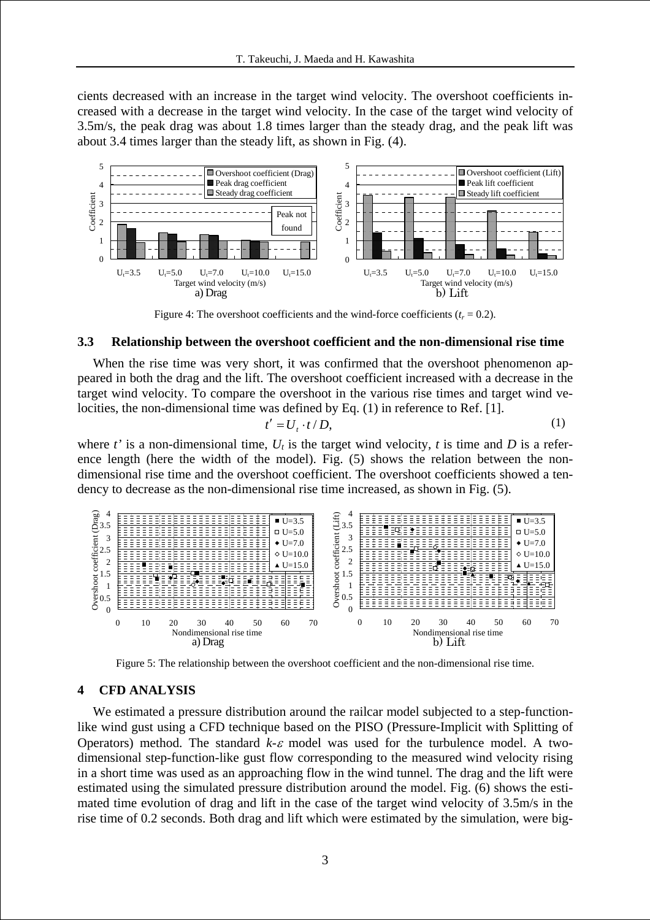cients decreased with an increase in the target wind velocity. The overshoot coefficients increased with a decrease in the target wind velocity. In the case of the target wind velocity of 3.5m/s, the peak drag was about 1.8 times larger than the steady drag, and the peak lift was about 3.4 times larger than the steady lift, as shown in Fig. (4).

Figure 4: The overshoot coefficients and the wind-force coefficients ($t_r$ = 0.2).

### 3.3 Relationship between the overshoot coefficient and the non-dimensional rise time

When the rise time was very short, it was confirmed that the overshoot phenomenon appeared in both the drag and the lift. The overshoot coefficient increased with a decrease in the target wind velocity. To compare the overshoot in the various rise times and target wind velocities, the non-dimensional time was defined by Eq. (1) in reference to Ref. [1].

$$t' = U_t \cdot t / D, \tag{1}$$

where $t'$ is a non-dimensional time, $U_t$ is the target wind velocity, $t$ is time and $D$ is a reference length (here the width of the model). Fig. (5) shows the relation between the non-dimensional rise time and the overshoot coefficient. The overshoot coefficients showed a tendency to decrease as the non-dimensional rise time increased, as shown in Fig. (5).

Figure 5: The relationship between the overshoot coefficient and the non-dimensional rise time.

## 4 CFD ANALYSIS

We estimated a pressure distribution around the railcar model subjected to a step-function-like wind gust using a CFD technique based on the PISO (Pressure-Implicit with Splitting of Operators) method. The standard $k$-$\varepsilon$ model was used for the turbulence model. A two-dimensional step-function-like gust flow corresponding to the measured wind velocity rising in a short time was used as an approaching flow in the wind tunnel. The drag and the lift were estimated using the simulated pressure distribution around the model. Fig. (6) shows the estimated time evolution of drag and lift in the case of the target wind velocity of 3.5m/s in the rise time of 0.2 seconds. Both drag and lift which were estimated by the simulation, were big-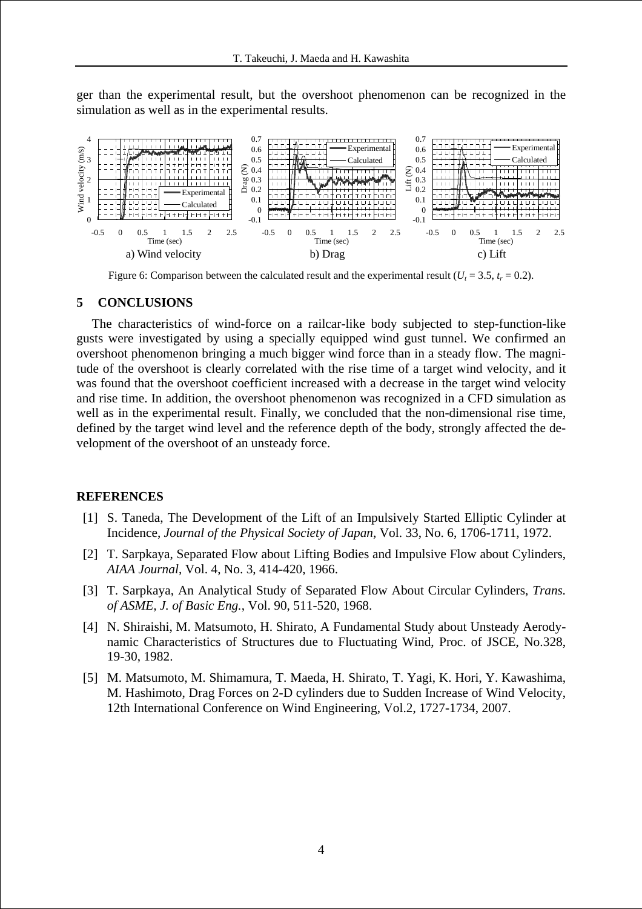ger than the experimental result, but the overshoot phenomenon can be recognized in the simulation as well as in the experimental results.

Wind velocity (m/s)
4
3
2
1
0
-0.5 0 0.5 1 1.5 2 2.5
Time (sec)
Experimental
Calculated
a) Wind velocity

Drag (N)
0.7
0.6
0.5
0.4
0.3
0.2
0.1
0
-0.1
-0.5 0 0.5 1 1.5 2 2.5
Time (sec)
Experimental
Calculated
b) Drag

Lift (N)
0.7
0.6
0.5
0.4
0.3
0.2
0.1
0
-0.1
-0.5 0 0.5 1 1.5 2 2.5
Time (sec)
Experimental
Calculated
c) Lift

Figure 6: Comparison between the calculated result and the experimental result ($U_t$ = 3.5, $t_r$ = 0.2).

## 5 CONCLUSIONS

The characteristics of wind-force on a railcar-like body subjected to step-function-like gusts were investigated by using a specially equipped wind gust tunnel. We confirmed an overshoot phenomenon bringing a much bigger wind force than in a steady flow. The magnitude of the overshoot is clearly correlated with the rise time of a target wind velocity, and it was found that the overshoot coefficient increased with a decrease in the target wind velocity and rise time. In addition, the overshoot phenomenon was recognized in a CFD simulation as well as in the experimental result. Finally, we concluded that the non-dimensional rise time, defined by the target wind level and the reference depth of the body, strongly affected the development of the overshoot of an unsteady force.

## REFERENCES

[1] S. Taneda, The Development of the Lift of an Impulsively Started Elliptic Cylinder at Incidence, *Journal of the Physical Society of Japan*, Vol. 33, No. 6, 1706-1711, 1972.

[2] T. Sarpkaya, Separated Flow about Lifting Bodies and Impulsive Flow about Cylinders, *AIAA Journal*, Vol. 4, No. 3, 414-420, 1966.

[3] T. Sarpkaya, An Analytical Study of Separated Flow About Circular Cylinders, *Trans. of ASME, J. of Basic Eng.*, Vol. 90, 511-520, 1968.

[4] N. Shiraishi, M. Matsumoto, H. Shirato, A Fundamental Study about Unsteady Aerodynamic Characteristics of Structures due to Fluctuating Wind, Proc. of JSCE, No.328, 19-30, 1982.

[5] M. Matsumoto, M. Shimamura, T. Maeda, H. Shirato, T. Yagi, K. Hori, Y. Kawashima, M. Hashimoto, Drag Forces on 2-D cylinders due to Sudden Increase of Wind Velocity, 12th International Conference on Wind Engineering, Vol.2, 1727-1734, 2007.